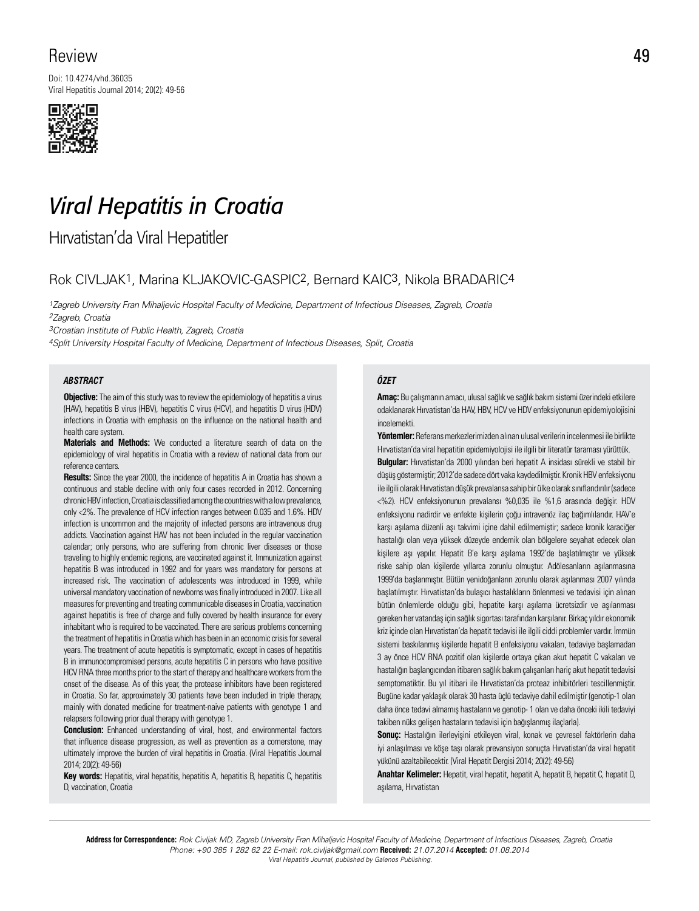Review

Doi: 10.4274/vhd.36035

# Viral Hepatitis in Croatia

## Hırvatistan'da Viral Hepatitler

Rok CIVLJAK[1], Marina KLJAKOVIC-GASPIC[2], Bernard KAIC[3], Nikola BRADARIC[4]

*[1]Zagreb University Fran Mihaljevic Hospital Faculty of Medicine, Department of Infectious Diseases, Zagreb, Croatia*
*[2]Zagreb, Croatia*
*[3]Croatian Institute of Public Health, Zagreb, Croatia*
*[4]Split University Hospital Faculty of Medicine, Department of Infectious Diseases, Split, Croatia*

### *ABSTRACT*

**Objective:** The aim of this study was to review the epidemiology of hepatitis a virus (HAV), hepatitis B virus (HBV), hepatitis C virus (HCV), and hepatitis D virus (HDV) infections in Croatia with emphasis on the influence on the national health and health care system.

**Materials and Methods:** We conducted a literature search of data on the epidemiology of viral hepatitis in Croatia with a review of national data from our reference centers.

**Results:** Since the year 2000, the incidence of hepatitis A in Croatia has shown a continuous and stable decline with only four cases recorded in 2012. Concerning chronic HBV infection, Croatia is classified among the countries with a low prevalence, only <2%. The prevalence of HCV infection ranges between 0.035 and 1.6%. HDV infection is uncommon and the majority of infected persons are intravenous drug addicts. Vaccination against HAV has not been included in the regular vaccination calendar; only persons, who are suffering from chronic liver diseases or those traveling to highly endemic regions, are vaccinated against it. Immunization against hepatitis B was introduced in 1992 and for years was mandatory for persons at increased risk. The vaccination of adolescents was introduced in 1999, while universal mandatory vaccination of newborns was finally introduced in 2007. Like all measures for preventing and treating communicable diseases in Croatia, vaccination against hepatitis is free of charge and fully covered by health insurance for every inhabitant who is required to be vaccinated. There are serious problems concerning the treatment of hepatitis in Croatia which has been in an economic crisis for several years. The treatment of acute hepatitis is symptomatic, except in cases of hepatitis B in immunocompromised persons, acute hepatitis C in persons who have positive HCV RNA three months prior to the start of therapy and healthcare workers from the onset of the disease. As of this year, the protease inhibitors have been registered in Croatia. So far, approximately 30 patients have been included in triple therapy, mainly with donated medicine for treatment-naive patients with genotype 1 and relapsers following prior dual therapy with genotype 1.

**Conclusion:** Enhanced understanding of viral, host, and environmental factors that influence disease progression, as well as prevention as a cornerstone, may ultimately improve the burden of viral hepatitis in Croatia. (Viral Hepatitis Journal 2014; 20(2): 49-56)

**Key words:** Hepatitis, viral hepatitis, hepatitis A, hepatitis B, hepatitis C, hepatitis D, vaccination, Croatia

### *ÖZET*

**Amaç:** Bu çalışmanın amacı, ulusal sağlık ve sağlık bakım sistemi üzerindeki etkilere odaklanarak Hırvatistan'da HAV, HBV, HCV ve HDV enfeksiyonunun epidemiyolojisini incelemekti.

**Yöntemler:** Referans merkezlerimizden alınan ulusal verilerin incelenmesi ile birlikte Hırvatistan'da viral hepatitin epidemiyolojisi ile ilgili bir literatür taraması yürüttük.

**Bulgular:** Hırvatistan'da 2000 yılından beri hepatit A insidası sürekli ve stabil bir düşüş göstermiştir; 2012'de sadece dört vaka kaydedilmiştir. Kronik HBV enfeksiyonu ile ilgili olarak Hırvatistan düşük prevalansa sahip bir ülke olarak sınıflandırılır (sadece <%2). HCV enfeksiyonunun prevalansı %0,035 ile %1,6 arasında değişir. HDV enfeksiyonu nadirdir ve enfekte kişilerin çoğu intravenöz ilaç bağımlılarıdır. HAV'e karşı aşılama düzenli aşı takvimi içine dahil edilmemiştir; sadece kronik karaciğer hastalığı olan veya yüksek düzeyde endemik olan bölgelere seyahat edecek olan kişilere aşı yapılır. Hepatit B'e karşı aşılama 1992'de başlatılmıştır ve yüksek riske sahip olan kişilerde yıllarca zorunlu olmuştur. Adölesanların aşılanmasına 1999'da başlanmıştır. Bütün yenidoğanların zorunlu olarak aşılanması 2007 yılında başlatılmıştır. Hırvatistan'da bulaşıcı hastalıkların önlenmesi ve tedavisi için alınan bütün önlemlerde olduğu gibi, hepatite karşı aşılama ücretsizdir ve aşılanması gereken her vatandaş için sağlık sigortası tarafından karşılanır. Birkaç yıldır ekonomik kriz içinde olan Hırvatistan'da hepatit tedavisi ile ilgili ciddi problemler vardır. İmmün sistemi baskılanmış kişilerde hepatit B enfeksiyonu vakaları, tedaviye başlamadan 3 ay önce HCV RNA pozitif olan kişilerde ortaya çıkan akut hepatit C vakaları ve hastalığın başlangıcından itibaren sağlık bakım çalışanları hariç akut hepatit tedavisi semptomatiktir. Bu yıl itibari ile Hırvatistan'da proteaz inhibitörleri tescillenmiştir. Bugüne kadar yaklaşık olarak 30 hasta üçlü tedaviye dahil edilmiştir (genotip-1 olan daha önce tedavi almamış hastaların ve genotip- 1 olan ve daha önceki ikili tedaviyi takiben nüks gelişen hastaların tedavisi için bağışlanmış ilaçlarla).

**Sonuç:** Hastalığın ilerleyişini etkileyen viral, konak ve çevresel faktörlerin daha iyi anlaşılması ve köşe taşı olarak prevansiyon sonuçta Hırvatistan'da viral hepatit yükünü azaltabilecektir. (Viral Hepatit Dergisi 2014; 20(2): 49-56)

**Anahtar Kelimeler:** Hepatit, viral hepatit, hepatit A, hepatit B, hepatit C, hepatit D, aşılama, Hırvatistan

**Address for Correspondence:** *Rok Civljak MD, Zagreb University Fran Mihaljevic Hospital Faculty of Medicine, Department of Infectious Diseases, Zagreb, Croatia Phone: +90 385 1 282 62 22 E-mail: rok.civljak@gmail.com* **Received:** *21.07.2014* **Accepted:** *01.08.2014*
*Viral Hepatitis Journal, published by Galenos Publishing.*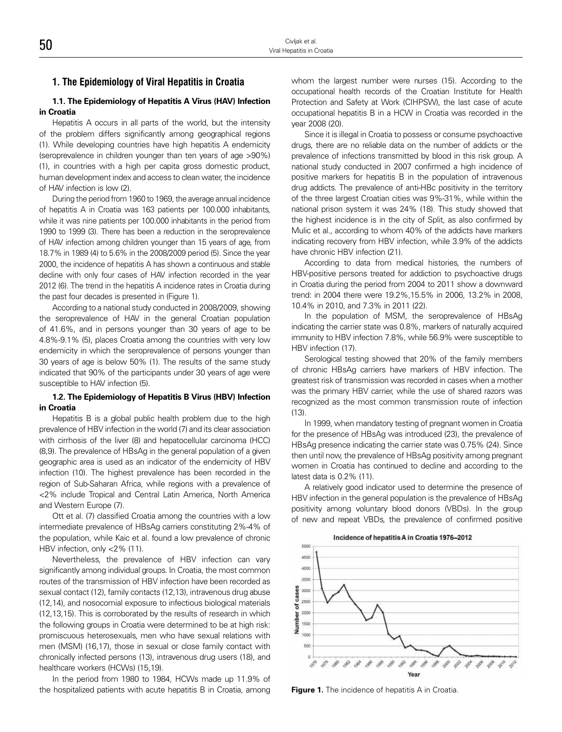## 1. The Epidemiology of Viral Hepatitis in Croatia

### 1.1. The Epidemiology of Hepatitis A Virus (HAV) Infection in Croatia

Hepatitis A occurs in all parts of the world, but the intensity of the problem differs significantly among geographical regions (1). While developing countries have high hepatitis A endemicity (seroprevalence in children younger than ten years of age >90%) (1), in countries with a high per capita gross domestic product, human development index and access to clean water, the incidence of HAV infection is low (2).

During the period from 1960 to 1969, the average annual incidence of hepatitis A in Croatia was 163 patients per 100.000 inhabitants, while it was nine patients per 100.000 inhabitants in the period from 1990 to 1999 (3). There has been a reduction in the seroprevalence of HAV infection among children younger than 15 years of age, from 18.7% in 1989 (4) to 5.6% in the 2008/2009 period (5). Since the year 2000, the incidence of hepatitis A has shown a continuous and stable decline with only four cases of HAV infection recorded in the year 2012 (6). The trend in the hepatitis A incidence rates in Croatia during the past four decades is presented in (Figure 1).

According to a national study conducted in 2008/2009, showing the seroprevalence of HAV in the general Croatian population of 41.6%, and in persons younger than 30 years of age to be 4.8%-9.1% (5), places Croatia among the countries with very low endemicity in which the seroprevalence of persons younger than 30 years of age is below 50% (1). The results of the same study indicated that 90% of the participants under 30 years of age were susceptible to HAV infection (5).

### 1.2. The Epidemiology of Hepatitis B Virus (HBV) Infection in Croatia

Hepatitis B is a global public health problem due to the high prevalence of HBV infection in the world (7) and its clear association with cirrhosis of the liver (8) and hepatocellular carcinoma (HCC) (8,9). The prevalence of HBsAg in the general population of a given geographic area is used as an indicator of the endemicity of HBV infection (10). The highest prevalence has been recorded in the region of Sub-Saharan Africa, while regions with a prevalence of <2% include Tropical and Central Latin America, North America and Western Europe (7).

Ott et al. (7) classified Croatia among the countries with a low intermediate prevalence of HBsAg carriers constituting 2%-4% of the population, while Kaic et al. found a low prevalence of chronic HBV infection, only <2% (11).

Nevertheless, the prevalence of HBV infection can vary significantly among individual groups. In Croatia, the most common routes of the transmission of HBV infection have been recorded as sexual contact (12), family contacts (12,13), intravenous drug abuse (12,14), and nosocomial exposure to infectious biological materials (12,13,15). This is corroborated by the results of research in which the following groups in Croatia were determined to be at high risk: promiscuous heterosexuals, men who have sexual relations with men (MSM) (16,17), those in sexual or close family contact with chronically infected persons (13), intravenous drug users (18), and healthcare workers (HCWs) (15,19).

In the period from 1980 to 1984, HCWs made up 11.9% of the hospitalized patients with acute hepatitis B in Croatia, among whom the largest number were nurses (15). According to the occupational health records of the Croatian Institute for Health Protection and Safety at Work (CIHPSW), the last case of acute occupational hepatitis B in a HCW in Croatia was recorded in the year 2008 (20).

Since it is illegal in Croatia to possess or consume psychoactive drugs, there are no reliable data on the number of addicts or the prevalence of infections transmitted by blood in this risk group. A national study conducted in 2007 confirmed a high incidence of positive markers for hepatitis B in the population of intravenous drug addicts. The prevalence of anti-HBc positivity in the territory of the three largest Croatian cities was 9%-31%, while within the national prison system it was 24% (18). This study showed that the highest incidence is in the city of Split, as also confirmed by Mulic et al., according to whom 40% of the addicts have markers indicating recovery from HBV infection, while 3.9% of the addicts have chronic HBV infection (21).

According to data from medical histories, the numbers of HBV-positive persons treated for addiction to psychoactive drugs in Croatia during the period from 2004 to 2011 show a downward trend: in 2004 there were 19.2%,15.5% in 2006, 13.2% in 2008, 10.4% in 2010, and 7.3% in 2011 (22).

In the population of MSM, the seroprevalence of HBsAg indicating the carrier state was 0.8%, markers of naturally acquired immunity to HBV infection 7.8%, while 56.9% were susceptible to HBV infection (17).

Serological testing showed that 20% of the family members of chronic HBsAg carriers have markers of HBV infection. The greatest risk of transmission was recorded in cases when a mother was the primary HBV carrier, while the use of shared razors was recognized as the most common transmission route of infection (13).

In 1999, when mandatory testing of pregnant women in Croatia for the presence of HBsAg was introduced (23), the prevalence of HBsAg presence indicating the carrier state was 0.75% (24). Since then until now, the prevalence of HBsAg positivity among pregnant women in Croatia has continued to decline and according to the latest data is 0.2% (11).

A relatively good indicator used to determine the presence of HBV infection in the general population is the prevalence of HBsAg positivity among voluntary blood donors (VBDs). In the group of new and repeat VBDs, the prevalence of confirmed positive

**Figure 1.** The incidence of hepatitis A in Croatia.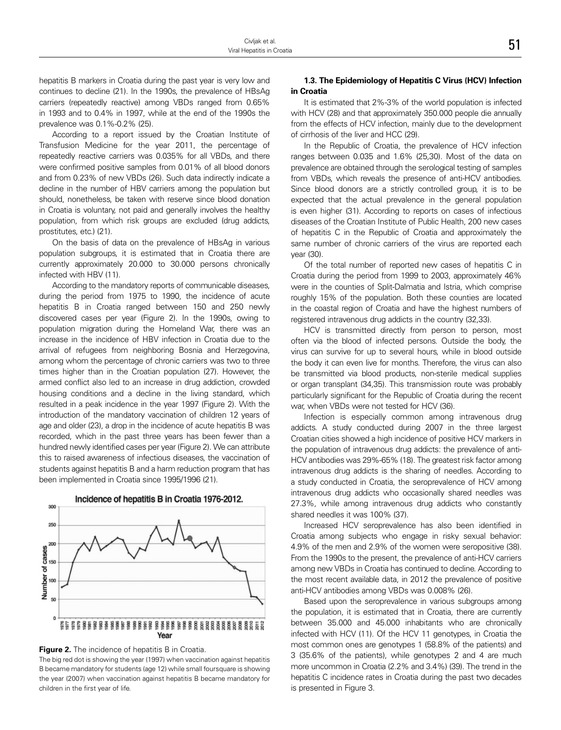hepatitis B markers in Croatia during the past year is very low and continues to decline (21). In the 1990s, the prevalence of HBsAg carriers (repeatedly reactive) among VBDs ranged from 0.65% in 1993 and to 0.4% in 1997, while at the end of the 1990s the prevalence was 0.1%-0.2% (25).

According to a report issued by the Croatian Institute of Transfusion Medicine for the year 2011, the percentage of repeatedly reactive carriers was 0.035% for all VBDs, and there were confirmed positive samples from 0.01% of all blood donors and from 0.23% of new VBDs (26). Such data indirectly indicate a decline in the number of HBV carriers among the population but should, nonetheless, be taken with reserve since blood donation in Croatia is voluntary, not paid and generally involves the healthy population, from which risk groups are excluded (drug addicts, prostitutes, etc.) (21).

On the basis of data on the prevalence of HBsAg in various population subgroups, it is estimated that in Croatia there are currently approximately 20.000 to 30.000 persons chronically infected with HBV (11).

According to the mandatory reports of communicable diseases, during the period from 1975 to 1990, the incidence of acute hepatitis B in Croatia ranged between 150 and 250 newly discovered cases per year (Figure 2). In the 1990s, owing to population migration during the Homeland War, there was an increase in the incidence of HBV infection in Croatia due to the arrival of refugees from neighboring Bosnia and Herzegovina, among whom the percentage of chronic carriers was two to three times higher than in the Croatian population (27). However, the armed conflict also led to an increase in drug addiction, crowded housing conditions and a decline in the living standard, which resulted in a peak incidence in the year 1997 (Figure 2). With the introduction of the mandatory vaccination of children 12 years of age and older (23), a drop in the incidence of acute hepatitis B was recorded, which in the past three years has been fewer than a hundred newly identified cases per year (Figure 2). We can attribute this to raised awareness of infectious diseases, the vaccination of students against hepatitis B and a harm reduction program that has been implemented in Croatia since 1995/1996 (21).

**Figure 2.** The incidence of hepatitis B in Croatia.
The big red dot is showing the year (1997) when vaccination against hepatitis B became mandatory for students (age 12) while small foursquare is showing the year (2007) when vaccination against hepatitis B became mandatory for children in the first year of life.

### 1.3. The Epidemiology of Hepatitis C Virus (HCV) Infection in Croatia

It is estimated that 2%-3% of the world population is infected with HCV (28) and that approximately 350.000 people die annually from the effects of HCV infection, mainly due to the development of cirrhosis of the liver and HCC (29).

In the Republic of Croatia, the prevalence of HCV infection ranges between 0.035 and 1.6% (25,30). Most of the data on prevalence are obtained through the serological testing of samples from VBDs, which reveals the presence of anti-HCV antibodies. Since blood donors are a strictly controlled group, it is to be expected that the actual prevalence in the general population is even higher (31). According to reports on cases of infectious diseases of the Croatian Institute of Public Health, 200 new cases of hepatitis C in the Republic of Croatia and approximately the same number of chronic carriers of the virus are reported each year (30).

Of the total number of reported new cases of hepatitis C in Croatia during the period from 1999 to 2003, approximately 46% were in the counties of Split-Dalmatia and Istria, which comprise roughly 15% of the population. Both these counties are located in the coastal region of Croatia and have the highest numbers of registered intravenous drug addicts in the country (32,33).

HCV is transmitted directly from person to person, most often via the blood of infected persons. Outside the body, the virus can survive for up to several hours, while in blood outside the body it can even live for months. Therefore, the virus can also be transmitted via blood products, non-sterile medical supplies or organ transplant (34,35). This transmission route was probably particularly significant for the Republic of Croatia during the recent war, when VBDs were not tested for HCV (36).

Infection is especially common among intravenous drug addicts. A study conducted during 2007 in the three largest Croatian cities showed a high incidence of positive HCV markers in the population of intravenous drug addicts: the prevalence of anti-HCV antibodies was 29%-65% (18). The greatest risk factor among intravenous drug addicts is the sharing of needles. According to a study conducted in Croatia, the seroprevalence of HCV among intravenous drug addicts who occasionally shared needles was 27.3%, while among intravenous drug addicts who constantly shared needles it was 100% (37).

Increased HCV seroprevalence has also been identified in Croatia among subjects who engage in risky sexual behavior: 4.9% of the men and 2.9% of the women were seropositive (38). From the 1990s to the present, the prevalence of anti-HCV carriers among new VBDs in Croatia has continued to decline. According to the most recent available data, in 2012 the prevalence of positive anti-HCV antibodies among VBDs was 0.008% (26).

Based upon the seroprevalence in various subgroups among the population, it is estimated that in Croatia, there are currently between 35.000 and 45.000 inhabitants who are chronically infected with HCV (11). Of the HCV 11 genotypes, in Croatia the most common ones are genotypes 1 (58.8% of the patients) and 3 (35.6% of the patients), while genotypes 2 and 4 are much more uncommon in Croatia (2.2% and 3.4%) (39). The trend in the hepatitis C incidence rates in Croatia during the past two decades is presented in Figure 3.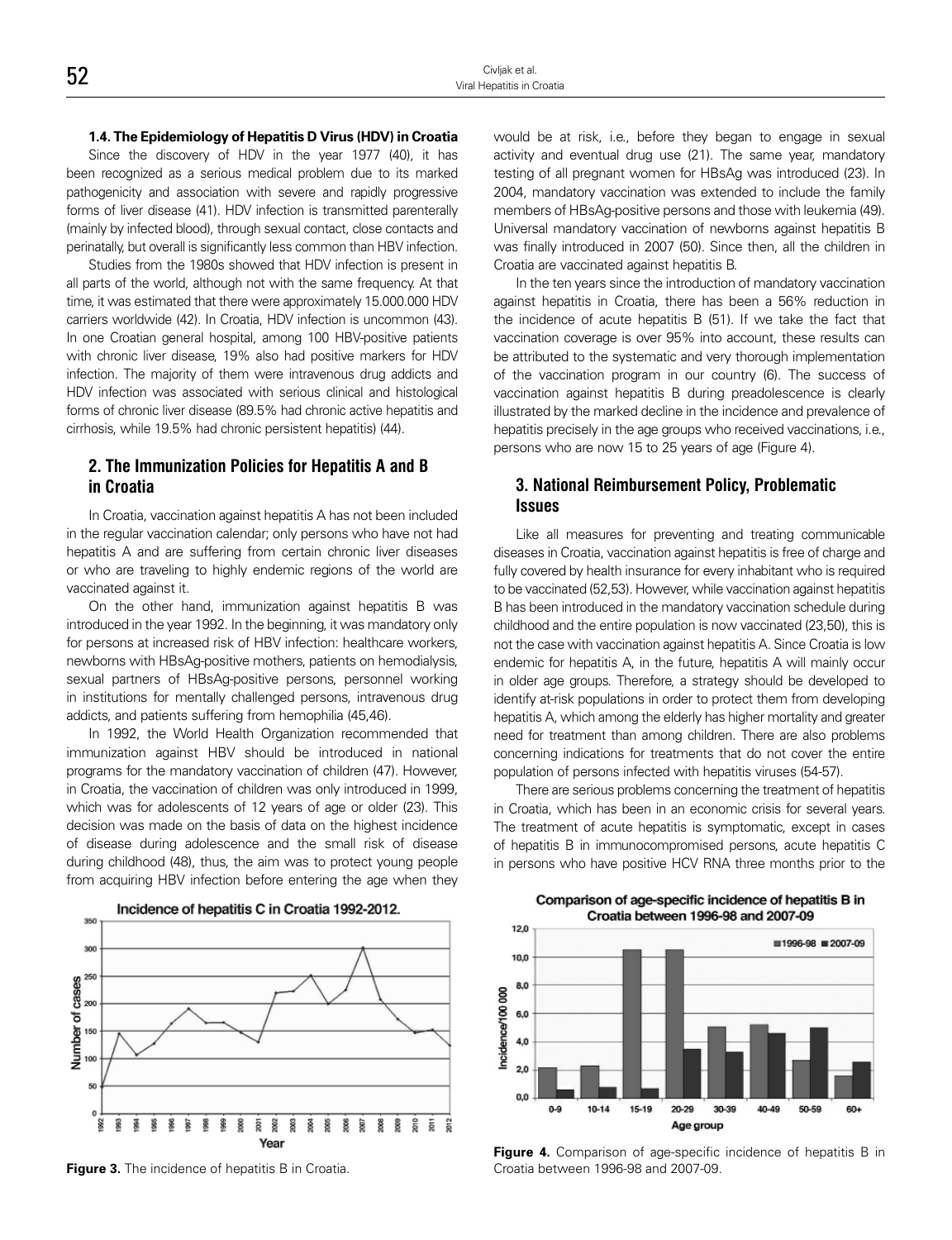### 1.4. The Epidemiology of Hepatitis D Virus (HDV) in Croatia

Since the discovery of HDV in the year 1977 (40), it has been recognized as a serious medical problem due to its marked pathogenicity and association with severe and rapidly progressive forms of liver disease (41). HDV infection is transmitted parenterally (mainly by infected blood), through sexual contact, close contacts and perinatally, but overall is significantly less common than HBV infection.

Studies from the 1980s showed that HDV infection is present in all parts of the world, although not with the same frequency. At that time, it was estimated that there were approximately 15.000.000 HDV carriers worldwide (42). In Croatia, HDV infection is uncommon (43). In one Croatian general hospital, among 100 HBV-positive patients with chronic liver disease, 19% also had positive markers for HDV infection. The majority of them were intravenous drug addicts and HDV infection was associated with serious clinical and histological forms of chronic liver disease (89.5% had chronic active hepatitis and cirrhosis, while 19.5% had chronic persistent hepatitis) (44).

## 2. The Immunization Policies for Hepatitis A and B in Croatia

In Croatia, vaccination against hepatitis A has not been included in the regular vaccination calendar; only persons who have not had hepatitis A and are suffering from certain chronic liver diseases or who are traveling to highly endemic regions of the world are vaccinated against it.

On the other hand, immunization against hepatitis B was introduced in the year 1992. In the beginning, it was mandatory only for persons at increased risk of HBV infection: healthcare workers, newborns with HBsAg-positive mothers, patients on hemodialysis, sexual partners of HBsAg-positive persons, personnel working in institutions for mentally challenged persons, intravenous drug addicts, and patients suffering from hemophilia (45,46).

In 1992, the World Health Organization recommended that immunization against HBV should be introduced in national programs for the mandatory vaccination of children (47). However, in Croatia, the vaccination of children was only introduced in 1999, which was for adolescents of 12 years of age or older (23). This decision was made on the basis of data on the highest incidence of disease during adolescence and the small risk of disease during childhood (48), thus, the aim was to protect young people from acquiring HBV infection before entering the age when they would be at risk, i.e., before they began to engage in sexual activity and eventual drug use (21). The same year, mandatory testing of all pregnant women for HBsAg was introduced (23). In 2004, mandatory vaccination was extended to include the family members of HBsAg-positive persons and those with leukemia (49). Universal mandatory vaccination of newborns against hepatitis B was finally introduced in 2007 (50). Since then, all the children in Croatia are vaccinated against hepatitis B.

In the ten years since the introduction of mandatory vaccination against hepatitis in Croatia, there has been a 56% reduction in the incidence of acute hepatitis B (51). If we take the fact that vaccination coverage is over 95% into account, these results can be attributed to the systematic and very thorough implementation of the vaccination program in our country (6). The success of vaccination against hepatitis B during preadolescence is clearly illustrated by the marked decline in the incidence and prevalence of hepatitis precisely in the age groups who received vaccinations, i.e., persons who are now 15 to 25 years of age (Figure 4).

## 3. National Reimbursement Policy, Problematic Issues

Like all measures for preventing and treating communicable diseases in Croatia, vaccination against hepatitis is free of charge and fully covered by health insurance for every inhabitant who is required to be vaccinated (52,53). However, while vaccination against hepatitis B has been introduced in the mandatory vaccination schedule during childhood and the entire population is now vaccinated (23,50), this is not the case with vaccination against hepatitis A. Since Croatia is low endemic for hepatitis A, in the future, hepatitis A will mainly occur in older age groups. Therefore, a strategy should be developed to identify at-risk populations in order to protect them from developing hepatitis A, which among the elderly has higher mortality and greater need for treatment than among children. There are also problems concerning indications for treatments that do not cover the entire population of persons infected with hepatitis viruses (54-57).

There are serious problems concerning the treatment of hepatitis in Croatia, which has been in an economic crisis for several years. The treatment of acute hepatitis is symptomatic, except in cases of hepatitis B in immunocompromised persons, acute hepatitis C in persons who have positive HCV RNA three months prior to the

Incidence of hepatitis C in Croatia 1992-2012.

**Figure 3.** The incidence of hepatitis B in Croatia.

Comparison of age-specific incidence of hepatitis B in Croatia between 1996-98 and 2007-09

**Figure 4.** Comparison of age-specific incidence of hepatitis B in Croatia between 1996-98 and 2007-09.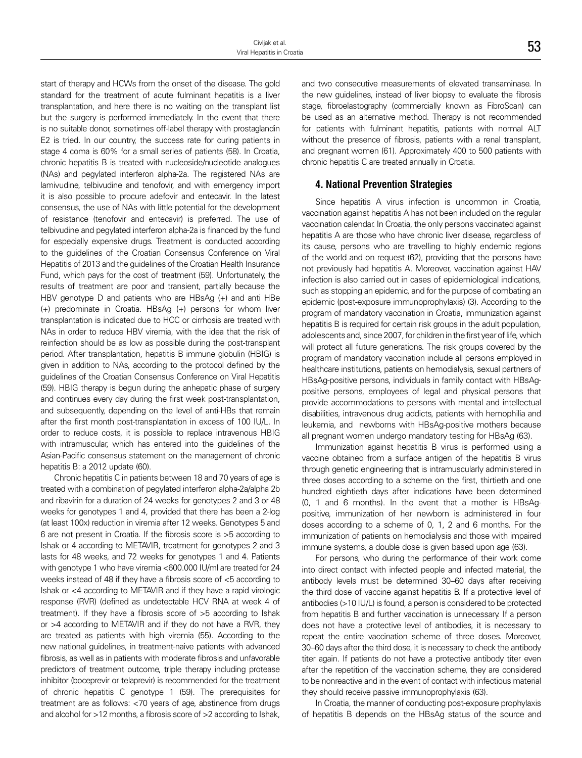start of therapy and HCWs from the onset of the disease. The gold standard for the treatment of acute fulminant hepatitis is a liver transplantation, and here there is no waiting on the transplant list but the surgery is performed immediately. In the event that there is no suitable donor, sometimes off-label therapy with prostaglandin E2 is tried. In our country, the success rate for curing patients in stage 4 coma is 60% for a small series of patients (58). In Croatia, chronic hepatitis B is treated with nucleoside/nucleotide analogues (NAs) and pegylated interferon alpha-2a. The registered NAs are lamivudine, telbivudine and tenofovir, and with emergency import it is also possible to procure adefovir and entecavir. In the latest consensus, the use of NAs with little potential for the development of resistance (tenofovir and entecavir) is preferred. The use of telbivudine and pegylated interferon alpha-2a is financed by the fund for especially expensive drugs. Treatment is conducted according to the guidelines of the Croatian Consensus Conference on Viral Hepatitis of 2013 and the guidelines of the Croatian Health Insurance Fund, which pays for the cost of treatment (59). Unfortunately, the results of treatment are poor and transient, partially because the HBV genotype D and patients who are HBsAg (+) and anti HBe (+) predominate in Croatia. HBsAg (+) persons for whom liver transplantation is indicated due to HCC or cirrhosis are treated with NAs in order to reduce HBV viremia, with the idea that the risk of reinfection should be as low as possible during the post-transplant period. After transplantation, hepatitis B immune globulin (HBIG) is given in addition to NAs, according to the protocol defined by the guidelines of the Croatian Consensus Conference on Viral Hepatitis (59). HBIG therapy is begun during the anhepatic phase of surgery and continues every day during the first week post-transplantation, and subsequently, depending on the level of anti-HBs that remain after the first month post-transplantation in excess of 100 IU/L. In order to reduce costs, it is possible to replace intravenous HBIG with intramuscular, which has entered into the guidelines of the Asian-Pacific consensus statement on the management of chronic hepatitis B: a 2012 update (60).

Chronic hepatitis C in patients between 18 and 70 years of age is treated with a combination of pegylated interferon alpha-2a/alpha 2b and ribavirin for a duration of 24 weeks for genotypes 2 and 3 or 48 weeks for genotypes 1 and 4, provided that there has been a 2-log (at least 100x) reduction in viremia after 12 weeks. Genotypes 5 and 6 are not present in Croatia. If the fibrosis score is >5 according to Ishak or 4 according to METAVIR, treatment for genotypes 2 and 3 lasts for 48 weeks, and 72 weeks for genotypes 1 and 4. Patients with genotype 1 who have viremia <600.000 IU/ml are treated for 24 weeks instead of 48 if they have a fibrosis score of <5 according to Ishak or <4 according to METAVIR and if they have a rapid virologic response (RVR) (defined as undetectable HCV RNA at week 4 of treatment). If they have a fibrosis score of >5 according to Ishak or >4 according to METAVIR and if they do not have a RVR, they are treated as patients with high viremia (55). According to the new national guidelines, in treatment-naive patients with advanced fibrosis, as well as in patients with moderate fibrosis and unfavorable predictors of treatment outcome, triple therapy including protease inhibitor (boceprevir or telaprevir) is recommended for the treatment of chronic hepatitis C genotype 1 (59). The prerequisites for treatment are as follows: <70 years of age, abstinence from drugs and alcohol for >12 months, a fibrosis score of >2 according to Ishak, and two consecutive measurements of elevated transaminase. In the new guidelines, instead of liver biopsy to evaluate the fibrosis stage, fibroelastography (commercially known as FibroScan) can be used as an alternative method. Therapy is not recommended for patients with fulminant hepatitis, patients with normal ALT without the presence of fibrosis, patients with a renal transplant, and pregnant women (61). Approximately 400 to 500 patients with chronic hepatitis C are treated annually in Croatia.

## 4. National Prevention Strategies

Since hepatitis A virus infection is uncommon in Croatia, vaccination against hepatitis A has not been included on the regular vaccination calendar. In Croatia, the only persons vaccinated against hepatitis A are those who have chronic liver disease, regardless of its cause, persons who are travelling to highly endemic regions of the world and on request (62), providing that the persons have not previously had hepatitis A. Moreover, vaccination against HAV infection is also carried out in cases of epidemiological indications, such as stopping an epidemic, and for the purpose of combating an epidemic (post-exposure immunoprophylaxis) (3). According to the program of mandatory vaccination in Croatia, immunization against hepatitis B is required for certain risk groups in the adult population, adolescents and, since 2007, for children in the first year of life, which will protect all future generations. The risk groups covered by the program of mandatory vaccination include all persons employed in healthcare institutions, patients on hemodialysis, sexual partners of HBsAg-positive persons, individuals in family contact with HBsAg-positive persons, employees of legal and physical persons that provide accommodations to persons with mental and intellectual disabilities, intravenous drug addicts, patients with hemophilia and leukemia, and newborns with HBsAg-positive mothers because all pregnant women undergo mandatory testing for HBsAg (63).

Immunization against hepatitis B virus is performed using a vaccine obtained from a surface antigen of the hepatitis B virus through genetic engineering that is intramuscularly administered in three doses according to a scheme on the first, thirtieth and one hundred eightieth days after indications have been determined (0, 1 and 6 months). In the event that a mother is HBsAg-positive, immunization of her newborn is administered in four doses according to a scheme of 0, 1, 2 and 6 months. For the immunization of patients on hemodialysis and those with impaired immune systems, a double dose is given based upon age (63).

For persons, who during the performance of their work come into direct contact with infected people and infected material, the antibody levels must be determined 30–60 days after receiving the third dose of vaccine against hepatitis B. If a protective level of antibodies (>10 IU/L) is found, a person is considered to be protected from hepatitis B and further vaccination is unnecessary. If a person does not have a protective level of antibodies, it is necessary to repeat the entire vaccination scheme of three doses. Moreover, 30–60 days after the third dose, it is necessary to check the antibody titer again. If patients do not have a protective antibody titer even after the repetition of the vaccination scheme, they are considered to be nonreactive and in the event of contact with infectious material they should receive passive immunoprophylaxis (63).

In Croatia, the manner of conducting post-exposure prophylaxis of hepatitis B depends on the HBsAg status of the source and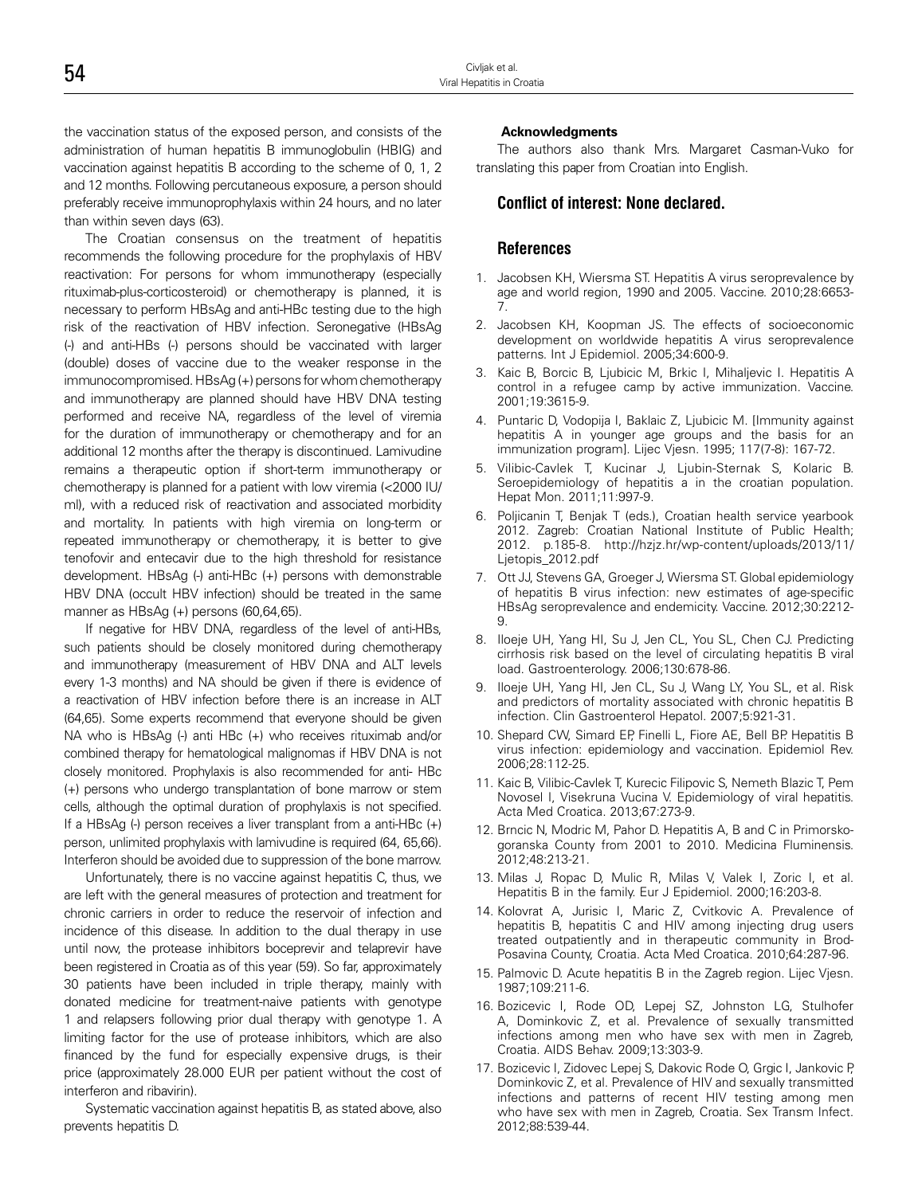the vaccination status of the exposed person, and consists of the administration of human hepatitis B immunoglobulin (HBIG) and vaccination against hepatitis B according to the scheme of 0, 1, 2 and 12 months. Following percutaneous exposure, a person should preferably receive immunoprophylaxis within 24 hours, and no later than within seven days (63).

The Croatian consensus on the treatment of hepatitis recommends the following procedure for the prophylaxis of HBV reactivation: For persons for whom immunotherapy (especially rituximab-plus-corticosteroid) or chemotherapy is planned, it is necessary to perform HBsAg and anti-HBc testing due to the high risk of the reactivation of HBV infection. Seronegative (HBsAg (-) and anti-HBs (-) persons should be vaccinated with larger (double) doses of vaccine due to the weaker response in the immunocompromised. HBsAg (+) persons for whom chemotherapy and immunotherapy are planned should have HBV DNA testing performed and receive NA, regardless of the level of viremia for the duration of immunotherapy or chemotherapy and for an additional 12 months after the therapy is discontinued. Lamivudine remains a therapeutic option if short-term immunotherapy or chemotherapy is planned for a patient with low viremia (<2000 IU/ml), with a reduced risk of reactivation and associated morbidity and mortality. In patients with high viremia on long-term or repeated immunotherapy or chemotherapy, it is better to give tenofovir and entecavir due to the high threshold for resistance development. HBsAg (-) anti-HBc (+) persons with demonstrable HBV DNA (occult HBV infection) should be treated in the same manner as HBsAg (+) persons (60,64,65).

If negative for HBV DNA, regardless of the level of anti-HBs, such patients should be closely monitored during chemotherapy and immunotherapy (measurement of HBV DNA and ALT levels every 1-3 months) and NA should be given if there is evidence of a reactivation of HBV infection before there is an increase in ALT (64,65). Some experts recommend that everyone should be given NA who is HBsAg (-) anti HBc (+) who receives rituximab and/or combined therapy for hematological malignomas if HBV DNA is not closely monitored. Prophylaxis is also recommended for anti- HBc (+) persons who undergo transplantation of bone marrow or stem cells, although the optimal duration of prophylaxis is not specified. If a HBsAg (-) person receives a liver transplant from a anti-HBc (+) person, unlimited prophylaxis with lamivudine is required (64, 65,66). Interferon should be avoided due to suppression of the bone marrow.

Unfortunately, there is no vaccine against hepatitis C, thus, we are left with the general measures of protection and treatment for chronic carriers in order to reduce the reservoir of infection and incidence of this disease. In addition to the dual therapy in use until now, the protease inhibitors boceprevir and telaprevir have been registered in Croatia as of this year (59). So far, approximately 30 patients have been included in triple therapy, mainly with donated medicine for treatment-naive patients with genotype 1 and relapsers following prior dual therapy with genotype 1. A limiting factor for the use of protease inhibitors, which are also financed by the fund for especially expensive drugs, is their price (approximately 28.000 EUR per patient without the cost of interferon and ribavirin).

Systematic vaccination against hepatitis B, as stated above, also prevents hepatitis D.

**Acknowledgments**

The authors also thank Mrs. Margaret Casman-Vuko for translating this paper from Croatian into English.

## Conflict of interest: None declared.

## References

1. Jacobsen KH, Wiersma ST. Hepatitis A virus seroprevalence by age and world region, 1990 and 2005. Vaccine. 2010;28:6653-7.
2. Jacobsen KH, Koopman JS. The effects of socioeconomic development on worldwide hepatitis A virus seroprevalence patterns. Int J Epidemiol. 2005;34:600-9.
3. Kaic B, Borcic B, Ljubicic M, Brkic I, Mihaljevic I. Hepatitis A control in a refugee camp by active immunization. Vaccine. 2001;19:3615-9.
4. Puntaric D, Vodopija I, Baklaic Z, Ljubicic M. [Immunity against hepatitis A in younger age groups and the basis for an immunization program]. Lijec Vjesn. 1995; 117(7-8): 167-72.
5. Vilibic-Cavlek T, Kucinar J, Ljubin-Sternak S, Kolaric B. Seroepidemiology of hepatitis a in the croatian population. Hepat Mon. 2011;11:997-9.
6. Poljicanin T, Benjak T (eds.), Croatian health service yearbook 2012. Zagreb: Croatian National Institute of Public Health; 2012. p.185-8. http://hzjz.hr/wp-content/uploads/2013/11/Ljetopis_2012.pdf
7. Ott JJ, Stevens GA, Groeger J, Wiersma ST. Global epidemiology of hepatitis B virus infection: new estimates of age-specific HBsAg seroprevalence and endemicity. Vaccine. 2012;30:2212-9.
8. Iloeje UH, Yang HI, Su J, Jen CL, You SL, Chen CJ. Predicting cirrhosis risk based on the level of circulating hepatitis B viral load. Gastroenterology. 2006;130:678-86.
9. Iloeje UH, Yang HI, Jen CL, Su J, Wang LY, You SL, et al. Risk and predictors of mortality associated with chronic hepatitis B infection. Clin Gastroenterol Hepatol. 2007;5:921-31.
10. Shepard CW, Simard EP, Finelli L, Fiore AE, Bell BP. Hepatitis B virus infection: epidemiology and vaccination. Epidemiol Rev. 2006;28:112-25.
11. Kaic B, Vilibic-Cavlek T, Kurecic Filipovic S, Nemeth Blazic T, Pem Novosel I, Visekruna Vucina V. Epidemiology of viral hepatitis. Acta Med Croatica. 2013;67:273-9.
12. Brncic N, Modric M, Pahor D. Hepatitis A, B and C in Primorsko-goranska County from 2001 to 2010. Medicina Fluminensis. 2012;48:213-21.
13. Milas J, Ropac D, Mulic R, Milas V, Valek I, Zoric I, et al. Hepatitis B in the family. Eur J Epidemiol. 2000;16:203-8.
14. Kolovrat A, Jurisic I, Maric Z, Cvitkovic A. Prevalence of hepatitis B, hepatitis C and HIV among injecting drug users treated outpatiently and in therapeutic community in Brod-Posavina County, Croatia. Acta Med Croatica. 2010;64:287-96.
15. Palmovic D. Acute hepatitis B in the Zagreb region. Lijec Vjesn. 1987;109:211-6.
16. Bozicevic I, Rode OD, Lepej SZ, Johnston LG, Stulhofer A, Dominkovic Z, et al. Prevalence of sexually transmitted infections among men who have sex with men in Zagreb, Croatia. AIDS Behav. 2009;13:303-9.
17. Bozicevic I, Zidovec Lepej S, Dakovic Rode O, Grgic I, Jankovic P, Dominkovic Z, et al. Prevalence of HIV and sexually transmitted infections and patterns of recent HIV testing among men who have sex with men in Zagreb, Croatia. Sex Transm Infect. 2012;88:539-44.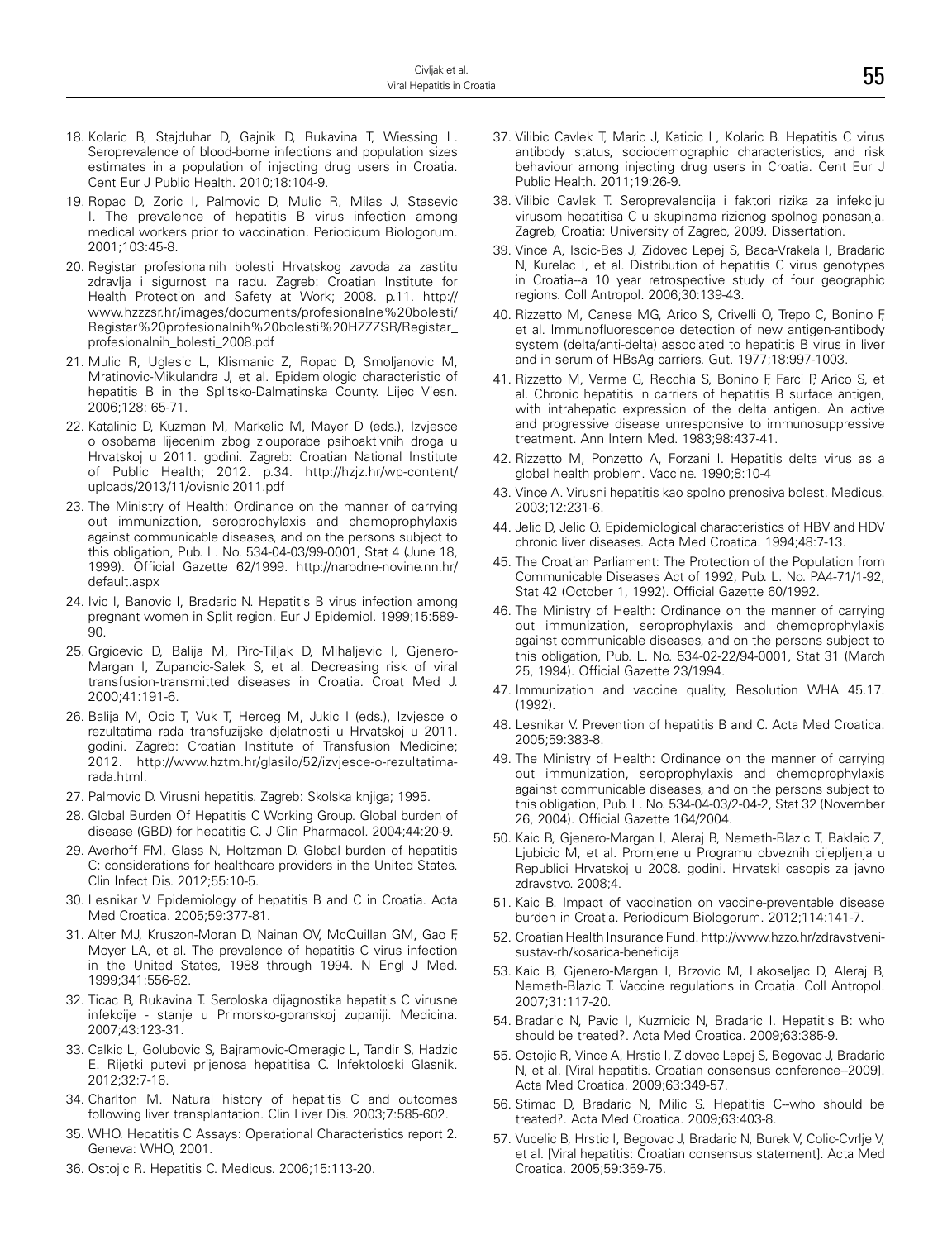18. Kolaric B, Stajduhar D, Gajnik D, Rukavina T, Wiessing L. Seroprevalence of blood-borne infections and population sizes estimates in a population of injecting drug users in Croatia. Cent Eur J Public Health. 2010;18:104-9.
19. Ropac D, Zoric I, Palmovic D, Mulic R, Milas J, Stasevic I. The prevalence of hepatitis B virus infection among medical workers prior to vaccination. Periodicum Biologorum. 2001;103:45-8.
20. Registar profesionalnih bolesti Hrvatskog zavoda za zastitu zdravlja i sigurnost na radu. Zagreb: Croatian Institute for Health Protection and Safety at Work; 2008. p.11. http://www.hzzzsr.hr/images/documents/profesionalne%20bolesti/Registar%20profesionalnih%20bolesti%20HZZZSR/Registar_profesionalnih_bolesti_2008.pdf
21. Mulic R, Uglesic L, Klismanic Z, Ropac D, Smoljanovic M, Mratinovic-Mikulandra J, et al. Epidemiologic characteristic of hepatitis B in the Splitsko-Dalmatinska County. Lijec Vjesn. 2006;128: 65-71.
22. Katalinic D, Kuzman M, Markelic M, Mayer D (eds.), Izvjesce o osobama lijecenim zbog zlouporabe psihoaktivnih droga u Hrvatskoj u 2011. godini. Zagreb: Croatian National Institute of Public Health; 2012. p.34. http://hzjz.hr/wp-content/uploads/2013/11/ovisnici2011.pdf
23. The Ministry of Health: Ordinance on the manner of carrying out immunization, seroprophylaxis and chemoprophylaxis against communicable diseases, and on the persons subject to this obligation, Pub. L. No. 534-04-03/99-0001, Stat 4 (June 18, 1999). Official Gazette 62/1999. http://narodne-novine.nn.hr/default.aspx
24. Ivic I, Banovic I, Bradaric N. Hepatitis B virus infection among pregnant women in Split region. Eur J Epidemiol. 1999;15:589-90.
25. Grgicevic D, Balija M, Pirc-Tiljak D, Mihaljevic I, Gjenero-Margan I, Zupancic-Salek S, et al. Decreasing risk of viral transfusion-transmitted diseases in Croatia. Croat Med J. 2000;41:191-6.
26. Balija M, Ocic T, Vuk T, Herceg M, Jukic I (eds.), Izvjesce o rezultatima rada transfuzijske djelatnosti u Hrvatskoj u 2011. godini. Zagreb: Croatian Institute of Transfusion Medicine; 2012. http://www.hztm.hr/glasilo/52/izvjesce-o-rezultatima-rada.html.
27. Palmovic D. Virusni hepatitis. Zagreb: Skolska knjiga; 1995.
28. Global Burden Of Hepatitis C Working Group. Global burden of disease (GBD) for hepatitis C. J Clin Pharmacol. 2004;44:20-9.
29. Averhoff FM, Glass N, Holtzman D. Global burden of hepatitis C: considerations for healthcare providers in the United States. Clin Infect Dis. 2012;55:10-5.
30. Lesnikar V. Epidemiology of hepatitis B and C in Croatia. Acta Med Croatica. 2005;59:377-81.
31. Alter MJ, Kruszon-Moran D, Nainan OV, McQuillan GM, Gao F, Moyer LA, et al. The prevalence of hepatitis C virus infection in the United States, 1988 through 1994. N Engl J Med. 1999;341:556-62.
32. Ticac B, Rukavina T. Seroloska dijagnostika hepatitis C virusne infekcije - stanje u Primorsko-goranskoj zupaniji. Medicina. 2007;43:123-31.
33. Calkic L, Golubovic S, Bajramovic-Omeragic L, Tandir S, Hadzic E. Rijetki putevi prijenosa hepatitisa C. Infektoloski Glasnik. 2012;32:7-16.
34. Charlton M. Natural history of hepatitis C and outcomes following liver transplantation. Clin Liver Dis. 2003;7:585-602.
35. WHO. Hepatitis C Assays: Operational Characteristics report 2. Geneva: WHO, 2001.
36. Ostojic R. Hepatitis C. Medicus. 2006;15:113-20.
37. Vilibic Cavlek T, Maric J, Katicic L, Kolaric B. Hepatitis C virus antibody status, sociodemographic characteristics, and risk behaviour among injecting drug users in Croatia. Cent Eur J Public Health. 2011;19:26-9.
38. Vilibic Cavlek T. Seroprevalencija i faktori rizika za infekciju virusom hepatitisa C u skupinama rizicnog spolnog ponasanja. Zagreb, Croatia: University of Zagreb, 2009. Dissertation.
39. Vince A, Iscic-Bes J, Zidovec Lepej S, Baca-Vrakela I, Bradaric N, Kurelac I, et al. Distribution of hepatitis C virus genotypes in Croatia--a 10 year retrospective study of four geographic regions. Coll Antropol. 2006;30:139-43.
40. Rizzetto M, Canese MG, Arico S, Crivelli O, Trepo C, Bonino F, et al. Immunofluorescence detection of new antigen-antibody system (delta/anti-delta) associated to hepatitis B virus in liver and in serum of HBsAg carriers. Gut. 1977;18:997-1003.
41. Rizzetto M, Verme G, Recchia S, Bonino F, Farci P, Arico S, et al. Chronic hepatitis in carriers of hepatitis B surface antigen, with intrahepatic expression of the delta antigen. An active and progressive disease unresponsive to immunosuppressive treatment. Ann Intern Med. 1983;98:437-41.
42. Rizzetto M, Ponzetto A, Forzani I. Hepatitis delta virus as a global health problem. Vaccine. 1990;8:10-4
43. Vince A. Virusni hepatitis kao spolno prenosiva bolest. Medicus. 2003;12:231-6.
44. Jelic D, Jelic O. Epidemiological characteristics of HBV and HDV chronic liver diseases. Acta Med Croatica. 1994;48:7-13.
45. The Croatian Parliament: The Protection of the Population from Communicable Diseases Act of 1992, Pub. L. No. PA4-71/1-92, Stat 42 (October 1, 1992). Official Gazette 60/1992.
46. The Ministry of Health: Ordinance on the manner of carrying out immunization, seroprophylaxis and chemoprophylaxis against communicable diseases, and on the persons subject to this obligation, Pub. L. No. 534-02-22/94-0001, Stat 31 (March 25, 1994). Official Gazette 23/1994.
47. Immunization and vaccine quality, Resolution WHA 45.17. (1992).
48. Lesnikar V. Prevention of hepatitis B and C. Acta Med Croatica. 2005;59:383-8.
49. The Ministry of Health: Ordinance on the manner of carrying out immunization, seroprophylaxis and chemoprophylaxis against communicable diseases, and on the persons subject to this obligation, Pub. L. No. 534-04-03/2-04-2, Stat 32 (November 26, 2004). Official Gazette 164/2004.
50. Kaic B, Gjenero-Margan I, Aleraj B, Nemeth-Blazic T, Baklaic Z, Ljubicic M, et al. Promjene u Programu obveznih cijepljenja u Republici Hrvatskoj u 2008. godini. Hrvatski casopis za javno zdravstvo. 2008;4.
51. Kaic B. Impact of vaccination on vaccine-preventable disease burden in Croatia. Periodicum Biologorum. 2012;114:141-7.
52. Croatian Health Insurance Fund. http://www.hzzo.hr/zdravstveni-sustav-rh/kosarica-beneficija
53. Kaic B, Gjenero-Margan I, Brzovic M, Lakoseljac D, Aleraj B, Nemeth-Blazic T. Vaccine regulations in Croatia. Coll Antropol. 2007;31:117-20.
54. Bradaric N, Pavic I, Kuzmicic N, Bradaric I. Hepatitis B: who should be treated?. Acta Med Croatica. 2009;63:385-9.
55. Ostojic R, Vince A, Hrstic I, Zidovec Lepej S, Begovac J, Bradaric N, et al. [Viral hepatitis. Croatian consensus conference--2009]. Acta Med Croatica. 2009;63:349-57.
56. Stimac D, Bradaric N, Milic S. Hepatitis C--who should be treated?. Acta Med Croatica. 2009;63:403-8.
57. Vucelic B, Hrstic I, Begovac J, Bradaric N, Burek V, Colic-Cvrlje V, et al. [Viral hepatitis: Croatian consensus statement]. Acta Med Croatica. 2005;59:359-75.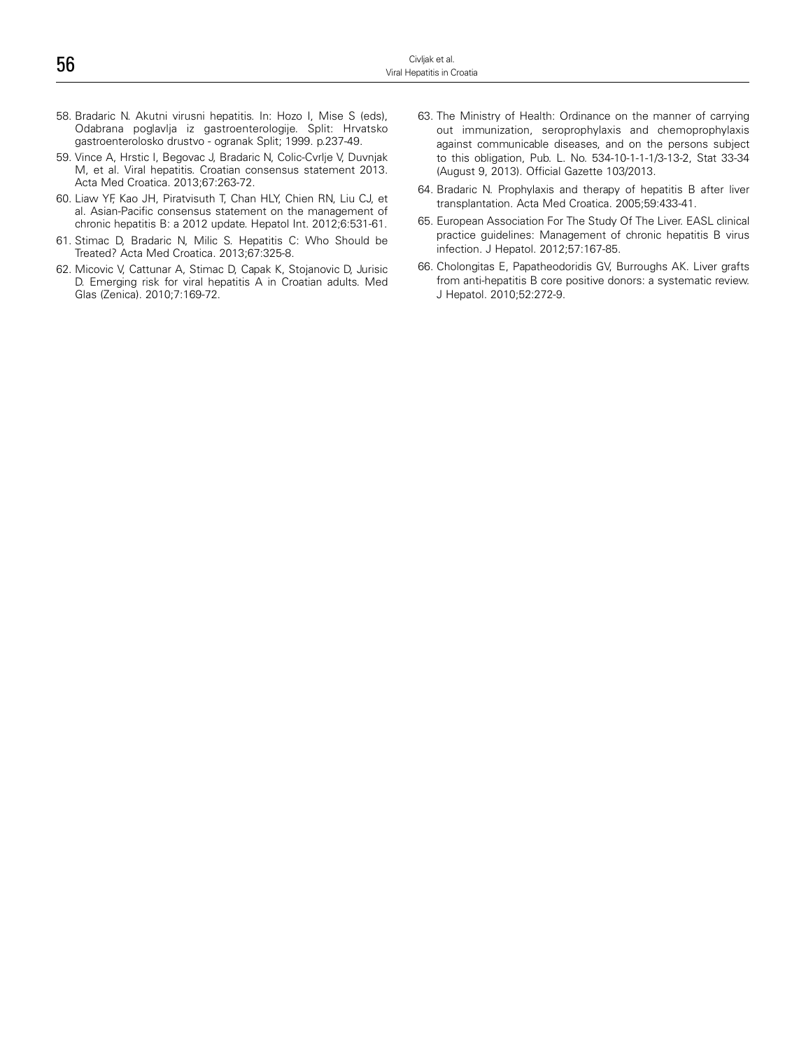58. Bradaric N. Akutni virusni hepatitis. In: Hozo I, Mise S (eds), Odabrana poglavlja iz gastroenterologije. Split: Hrvatsko gastroenterolosko drustvo - ogranak Split; 1999. p.237-49.
59. Vince A, Hrstic I, Begovac J, Bradaric N, Colic-Cvrlje V, Duvnjak M, et al. Viral hepatitis. Croatian consensus statement 2013. Acta Med Croatica. 2013;67:263-72.
60. Liaw YF, Kao JH, Piratvisuth T, Chan HLY, Chien RN, Liu CJ, et al. Asian-Pacific consensus statement on the management of chronic hepatitis B: a 2012 update. Hepatol Int. 2012;6:531-61.
61. Stimac D, Bradaric N, Milic S. Hepatitis C: Who Should be Treated? Acta Med Croatica. 2013;67:325-8.
62. Micovic V, Cattunar A, Stimac D, Capak K, Stojanovic D, Jurisic D. Emerging risk for viral hepatitis A in Croatian adults. Med Glas (Zenica). 2010;7:169-72.
63. The Ministry of Health: Ordinance on the manner of carrying out immunization, seroprophylaxis and chemoprophylaxis against communicable diseases, and on the persons subject to this obligation, Pub. L. No. 534-10-1-1-1/3-13-2, Stat 33-34 (August 9, 2013). Official Gazette 103/2013.
64. Bradaric N. Prophylaxis and therapy of hepatitis B after liver transplantation. Acta Med Croatica. 2005;59:433-41.
65. European Association For The Study Of The Liver. EASL clinical practice guidelines: Management of chronic hepatitis B virus infection. J Hepatol. 2012;57:167-85.
66. Cholongitas E, Papatheodoridis GV, Burroughs AK. Liver grafts from anti-hepatitis B core positive donors: a systematic review. J Hepatol. 2010;52:272-9.